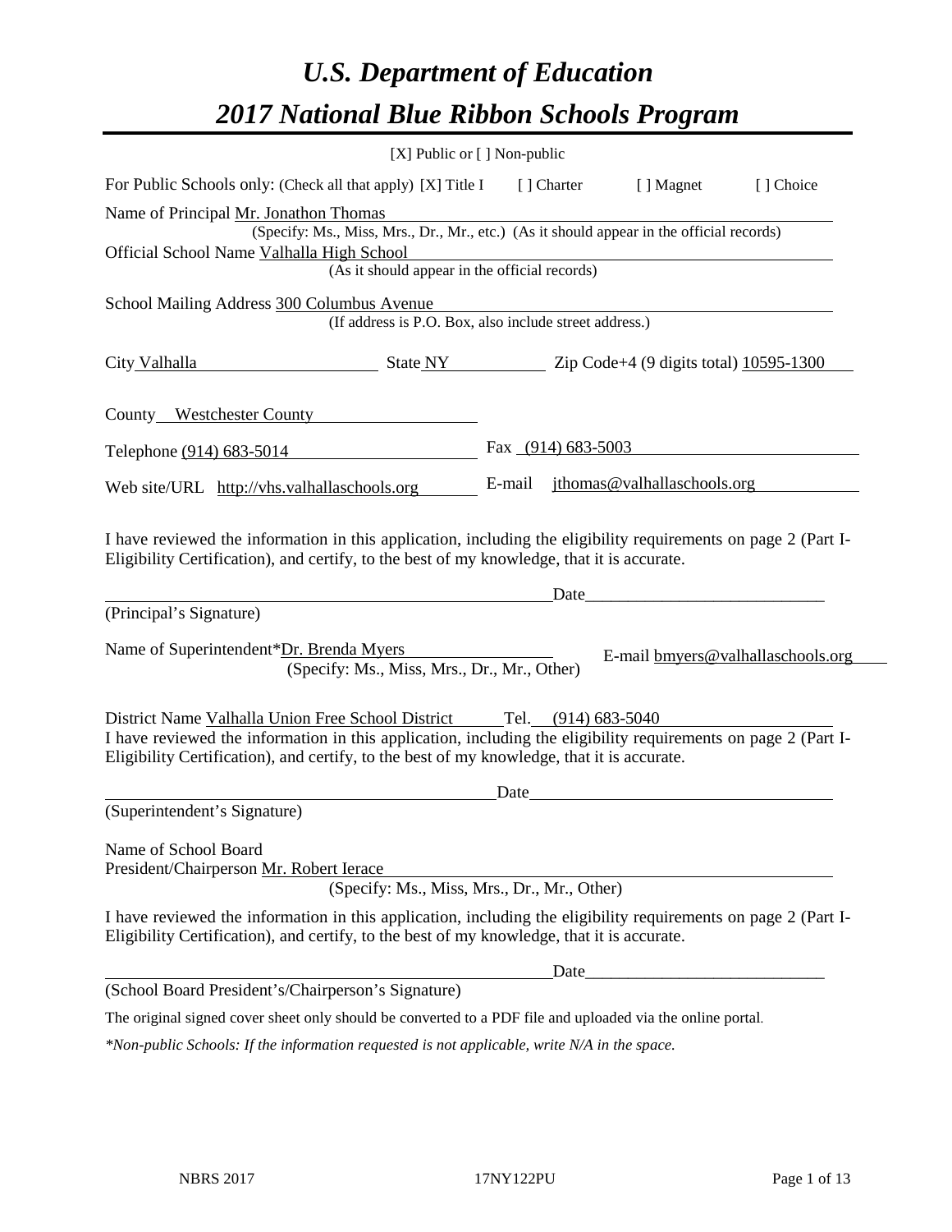# *U.S. Department of Education*

# *2017 National Blue Ribbon Schools Program*

[X] Public or [ ] Non-public

For Public Schools only: (Check all that apply) [X] Title I [ ] Charter [ ] Magnet [ ] Choice

Name of Principal Mr. Jonathon Thomas
(Specify: Ms., Miss, Mrs., Dr., Mr., etc.) (As it should appear in the official records)

Official School Name Valhalla High School
(As it should appear in the official records)

School Mailing Address 300 Columbus Avenue
(If address is P.O. Box, also include street address.)

City Valhalla State NY Zip Code+4 (9 digits total) 10595-1300

County Westchester County

Telephone (914) 683-5014 Fax (914) 683-5003

Web site/URL http://vhs.valhallaschools.org E-mail jthomas@valhallaschools.org

I have reviewed the information in this application, including the eligibility requirements on page 2 (Part I-Eligibility Certification), and certify, to the best of my knowledge, that it is accurate.

_______________________________________ Date____________________________

(Principal's Signature)

Name of Superintendent*Dr. Brenda Myers E-mail bmyers@valhallaschools.org
(Specify: Ms., Miss, Mrs., Dr., Mr., Other)

District Name Valhalla Union Free School District Tel. (914) 683-5040

I have reviewed the information in this application, including the eligibility requirements on page 2 (Part I-Eligibility Certification), and certify, to the best of my knowledge, that it is accurate.

_______________________________________ Date____________________________

(Superintendent's Signature)

Name of School Board
President/Chairperson Mr. Robert Ierace
(Specify: Ms., Miss, Mrs., Dr., Mr., Other)

I have reviewed the information in this application, including the eligibility requirements on page 2 (Part I-Eligibility Certification), and certify, to the best of my knowledge, that it is accurate.

_______________________________________ Date____________________________

(School Board President's/Chairperson's Signature)

The original signed cover sheet only should be converted to a PDF file and uploaded via the online portal.

*\*Non-public Schools: If the information requested is not applicable, write N/A in the space.*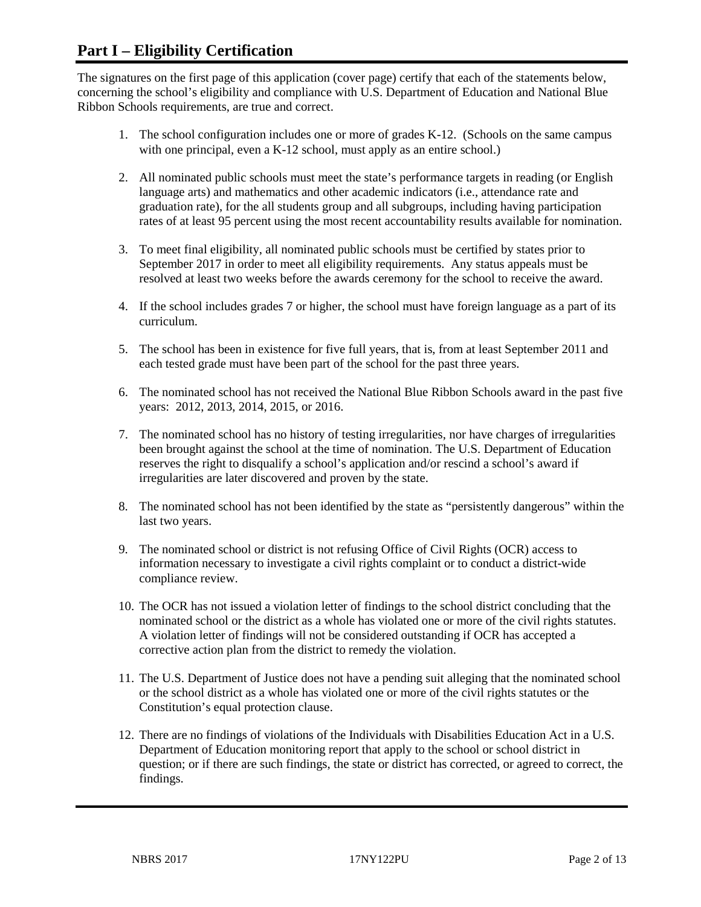## Part I – Eligibility Certification

The signatures on the first page of this application (cover page) certify that each of the statements below, concerning the school's eligibility and compliance with U.S. Department of Education and National Blue Ribbon Schools requirements, are true and correct.

1. The school configuration includes one or more of grades K-12. (Schools on the same campus with one principal, even a K-12 school, must apply as an entire school.)
2. All nominated public schools must meet the state's performance targets in reading (or English language arts) and mathematics and other academic indicators (i.e., attendance rate and graduation rate), for the all students group and all subgroups, including having participation rates of at least 95 percent using the most recent accountability results available for nomination.
3. To meet final eligibility, all nominated public schools must be certified by states prior to September 2017 in order to meet all eligibility requirements. Any status appeals must be resolved at least two weeks before the awards ceremony for the school to receive the award.
4. If the school includes grades 7 or higher, the school must have foreign language as a part of its curriculum.
5. The school has been in existence for five full years, that is, from at least September 2011 and each tested grade must have been part of the school for the past three years.
6. The nominated school has not received the National Blue Ribbon Schools award in the past five years: 2012, 2013, 2014, 2015, or 2016.
7. The nominated school has no history of testing irregularities, nor have charges of irregularities been brought against the school at the time of nomination. The U.S. Department of Education reserves the right to disqualify a school's application and/or rescind a school's award if irregularities are later discovered and proven by the state.
8. The nominated school has not been identified by the state as "persistently dangerous" within the last two years.
9. The nominated school or district is not refusing Office of Civil Rights (OCR) access to information necessary to investigate a civil rights complaint or to conduct a district-wide compliance review.
10. The OCR has not issued a violation letter of findings to the school district concluding that the nominated school or the district as a whole has violated one or more of the civil rights statutes. A violation letter of findings will not be considered outstanding if OCR has accepted a corrective action plan from the district to remedy the violation.
11. The U.S. Department of Justice does not have a pending suit alleging that the nominated school or the school district as a whole has violated one or more of the civil rights statutes or the Constitution's equal protection clause.
12. There are no findings of violations of the Individuals with Disabilities Education Act in a U.S. Department of Education monitoring report that apply to the school or school district in question; or if there are such findings, the state or district has corrected, or agreed to correct, the findings.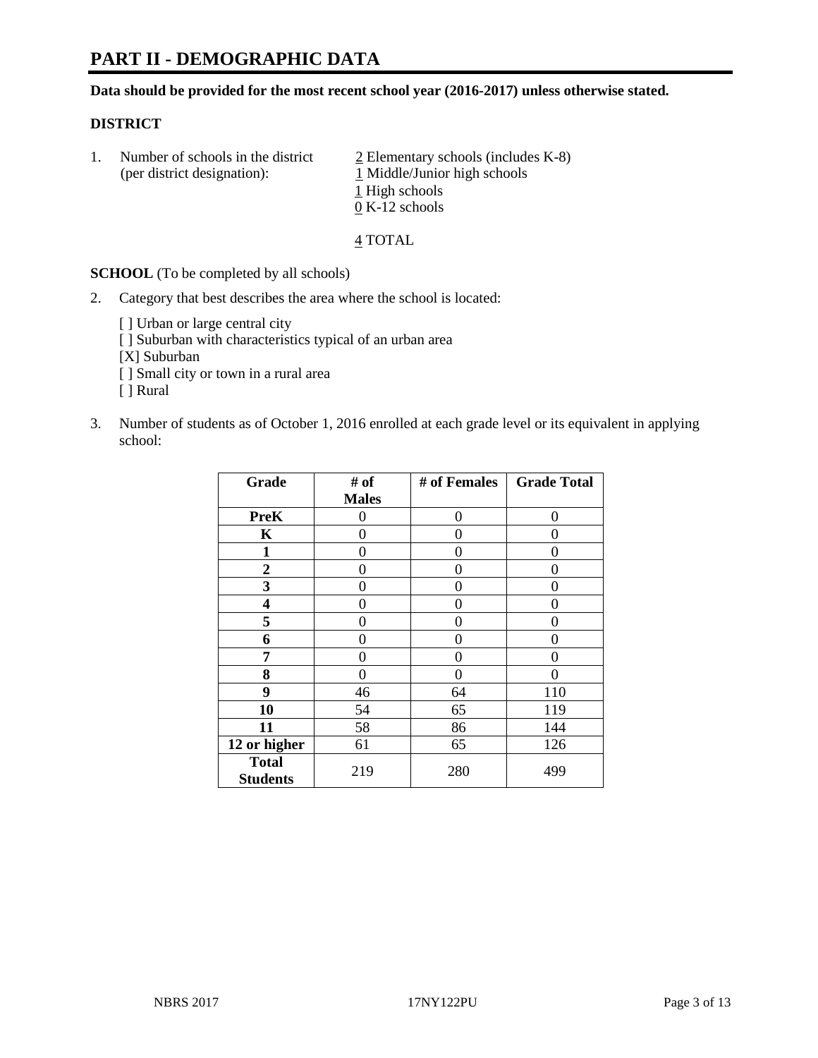# PART II - DEMOGRAPHIC DATA

**Data should be provided for the most recent school year (2016-2017) unless otherwise stated.**

**DISTRICT**

1. Number of schools in the district (per district designation):
   2 Elementary schools (includes K-8)
   1 Middle/Junior high schools
   1 High schools
   0 K-12 schools

   4 TOTAL

**SCHOOL** (To be completed by all schools)

2. Category that best describes the area where the school is located:

   [ ] Urban or large central city
   [ ] Suburban with characteristics typical of an urban area
   [X] Suburban
   [ ] Small city or town in a rural area
   [ ] Rural

3. Number of students as of October 1, 2016 enrolled at each grade level or its equivalent in applying school:

| Grade | # of Males | # of Females | Grade Total |
| --- | --- | --- | --- |
| **PreK** | 0 | 0 | 0 |
| **K** | 0 | 0 | 0 |
| **1** | 0 | 0 | 0 |
| **2** | 0 | 0 | 0 |
| **3** | 0 | 0 | 0 |
| **4** | 0 | 0 | 0 |
| **5** | 0 | 0 | 0 |
| **6** | 0 | 0 | 0 |
| **7** | 0 | 0 | 0 |
| **8** | 0 | 0 | 0 |
| **9** | 46 | 64 | 110 |
| **10** | 54 | 65 | 119 |
| **11** | 58 | 86 | 144 |
| **12 or higher** | 61 | 65 | 126 |
| **Total Students** | 219 | 280 | 499 |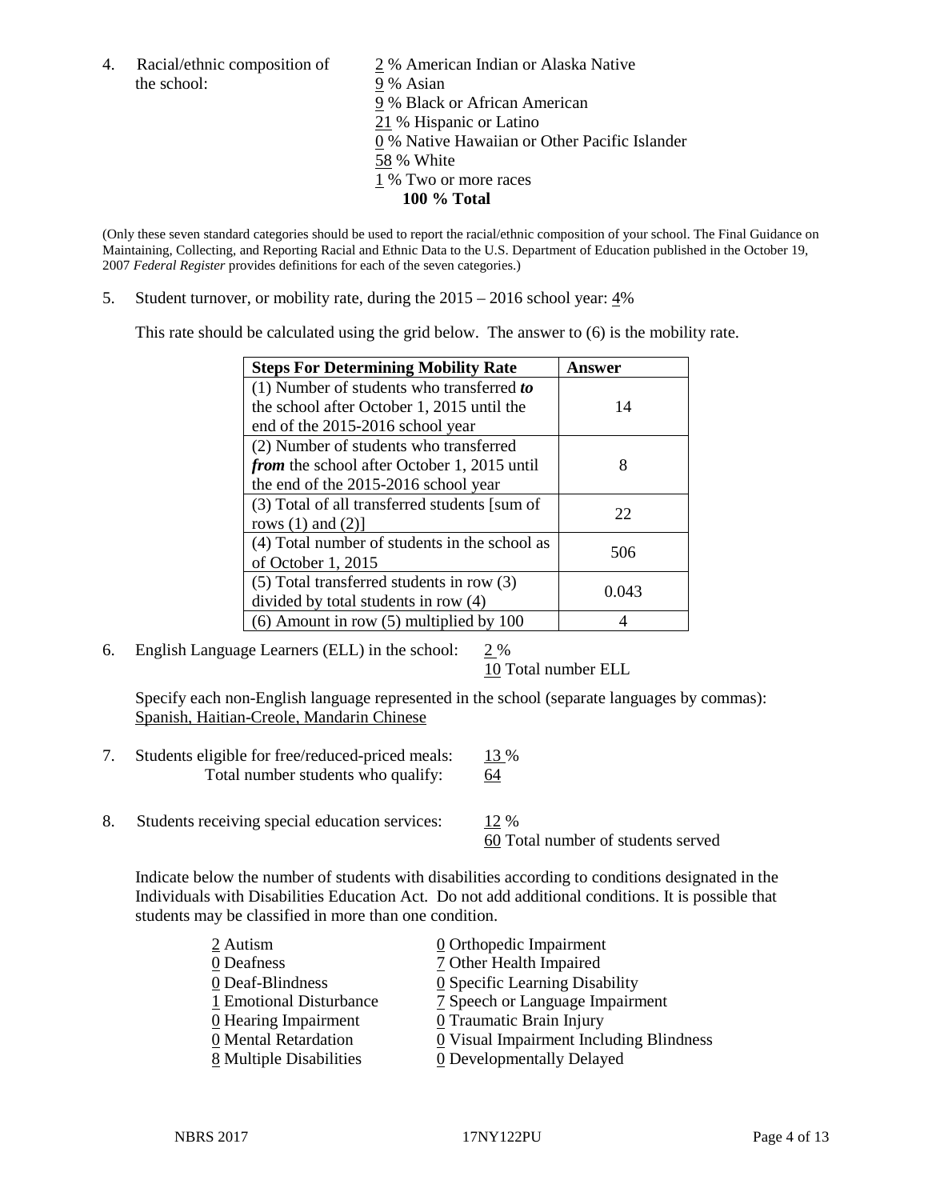4. Racial/ethnic composition of the school:

2 % American Indian or Alaska Native
9 % Asian
9 % Black or African American
21 % Hispanic or Latino
0 % Native Hawaiian or Other Pacific Islander
58 % White
1 % Two or more races
**100 % Total**

(Only these seven standard categories should be used to report the racial/ethnic composition of your school. The Final Guidance on Maintaining, Collecting, and Reporting Racial and Ethnic Data to the U.S. Department of Education published in the October 19, 2007 *Federal Register* provides definitions for each of the seven categories.)

5. Student turnover, or mobility rate, during the 2015 – 2016 school year: 4%

This rate should be calculated using the grid below. The answer to (6) is the mobility rate.

| **Steps For Determining Mobility Rate** | **Answer** |
|---|---|
| (1) Number of students who transferred ***to*** the school after October 1, 2015 until the end of the 2015-2016 school year | 14 |
| (2) Number of students who transferred ***from*** the school after October 1, 2015 until the end of the 2015-2016 school year | 8 |
| (3) Total of all transferred students [sum of rows (1) and (2)] | 22 |
| (4) Total number of students in the school as of October 1, 2015 | 506 |
| (5) Total transferred students in row (3) divided by total students in row (4) | 0.043 |
| (6) Amount in row (5) multiplied by 100 | 4 |

6. English Language Learners (ELL) in the school: 2 %
10 Total number ELL

Specify each non-English language represented in the school (separate languages by commas):
Spanish, Haitian-Creole, Mandarin Chinese

7. Students eligible for free/reduced-priced meals: 13 %
Total number students who qualify: 64

8. Students receiving special education services: 12 %
60 Total number of students served

Indicate below the number of students with disabilities according to conditions designated in the Individuals with Disabilities Education Act. Do not add additional conditions. It is possible that students may be classified in more than one condition.

2 Autism
0 Deafness
0 Deaf-Blindness
1 Emotional Disturbance
0 Hearing Impairment
0 Mental Retardation
8 Multiple Disabilities
0 Orthopedic Impairment
7 Other Health Impaired
0 Specific Learning Disability
7 Speech or Language Impairment
0 Traumatic Brain Injury
0 Visual Impairment Including Blindness
0 Developmentally Delayed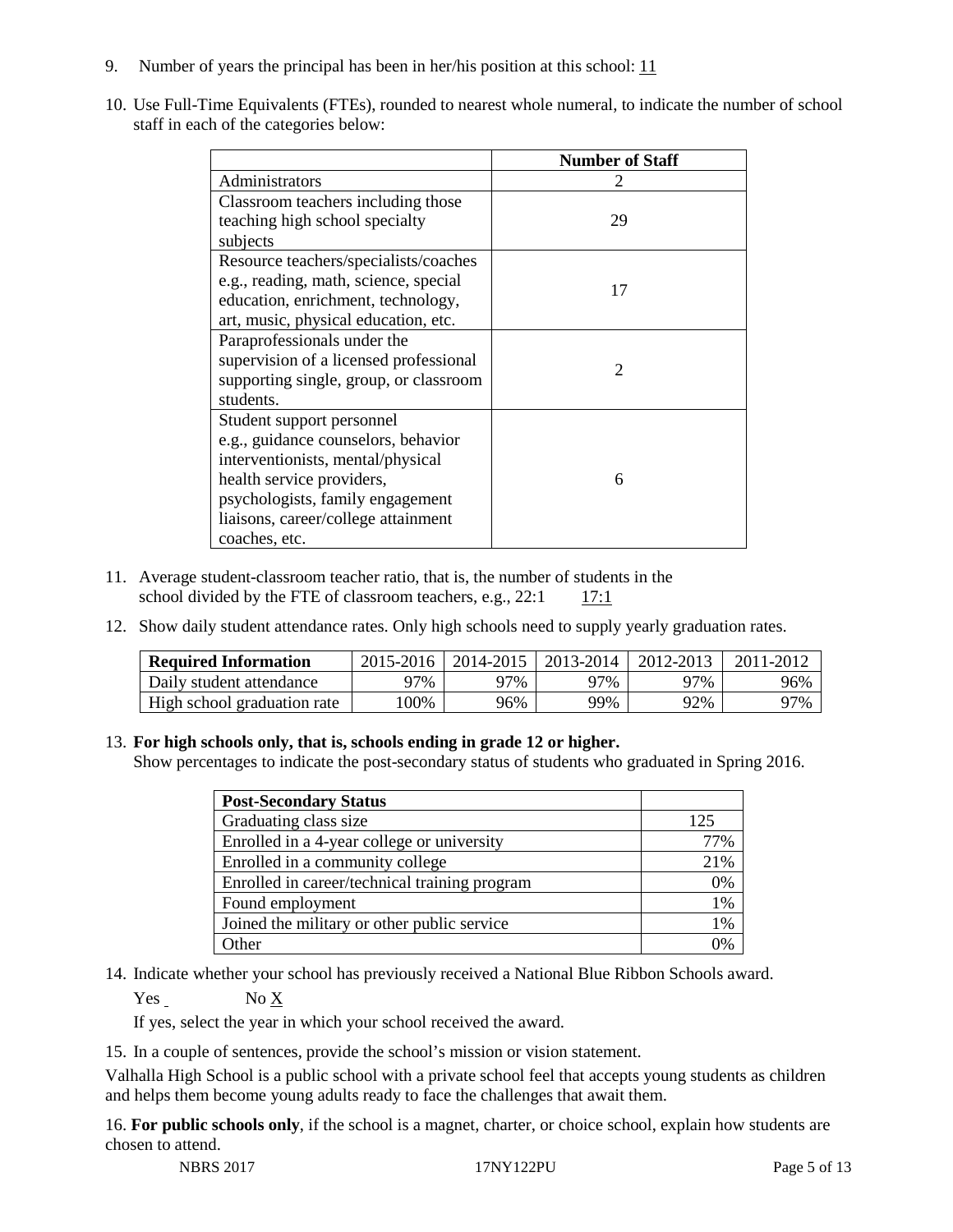9. Number of years the principal has been in her/his position at this school: 11

10. Use Full-Time Equivalents (FTEs), rounded to nearest whole numeral, to indicate the number of school staff in each of the categories below:

| | Number of Staff |
|---|---|
| Administrators | 2 |
| Classroom teachers including those teaching high school specialty subjects | 29 |
| Resource teachers/specialists/coaches e.g., reading, math, science, special education, enrichment, technology, art, music, physical education, etc. | 17 |
| Paraprofessionals under the supervision of a licensed professional supporting single, group, or classroom students. | 2 |
| Student support personnel e.g., guidance counselors, behavior interventionists, mental/physical health service providers, psychologists, family engagement liaisons, career/college attainment coaches, etc. | 6 |

11. Average student-classroom teacher ratio, that is, the number of students in the school divided by the FTE of classroom teachers, e.g., 22:1 17:1

12. Show daily student attendance rates. Only high schools need to supply yearly graduation rates.

| Required Information | 2015-2016 | 2014-2015 | 2013-2014 | 2012-2013 | 2011-2012 |
|---|---|---|---|---|---|
| Daily student attendance | 97% | 97% | 97% | 97% | 96% |
| High school graduation rate | 100% | 96% | 99% | 92% | 97% |

13. **For high schools only, that is, schools ending in grade 12 or higher.**
Show percentages to indicate the post-secondary status of students who graduated in Spring 2016.

| Post-Secondary Status | |
|---|---|
| Graduating class size | 125 |
| Enrolled in a 4-year college or university | 77% |
| Enrolled in a community college | 21% |
| Enrolled in career/technical training program | 0% |
| Found employment | 1% |
| Joined the military or other public service | 1% |
| Other | 0% |

14. Indicate whether your school has previously received a National Blue Ribbon Schools award.

Yes ___ No X

If yes, select the year in which your school received the award.

15. In a couple of sentences, provide the school's mission or vision statement.

Valhalla High School is a public school with a private school feel that accepts young students as children and helps them become young adults ready to face the challenges that await them.

16. **For public schools only**, if the school is a magnet, charter, or choice school, explain how students are chosen to attend.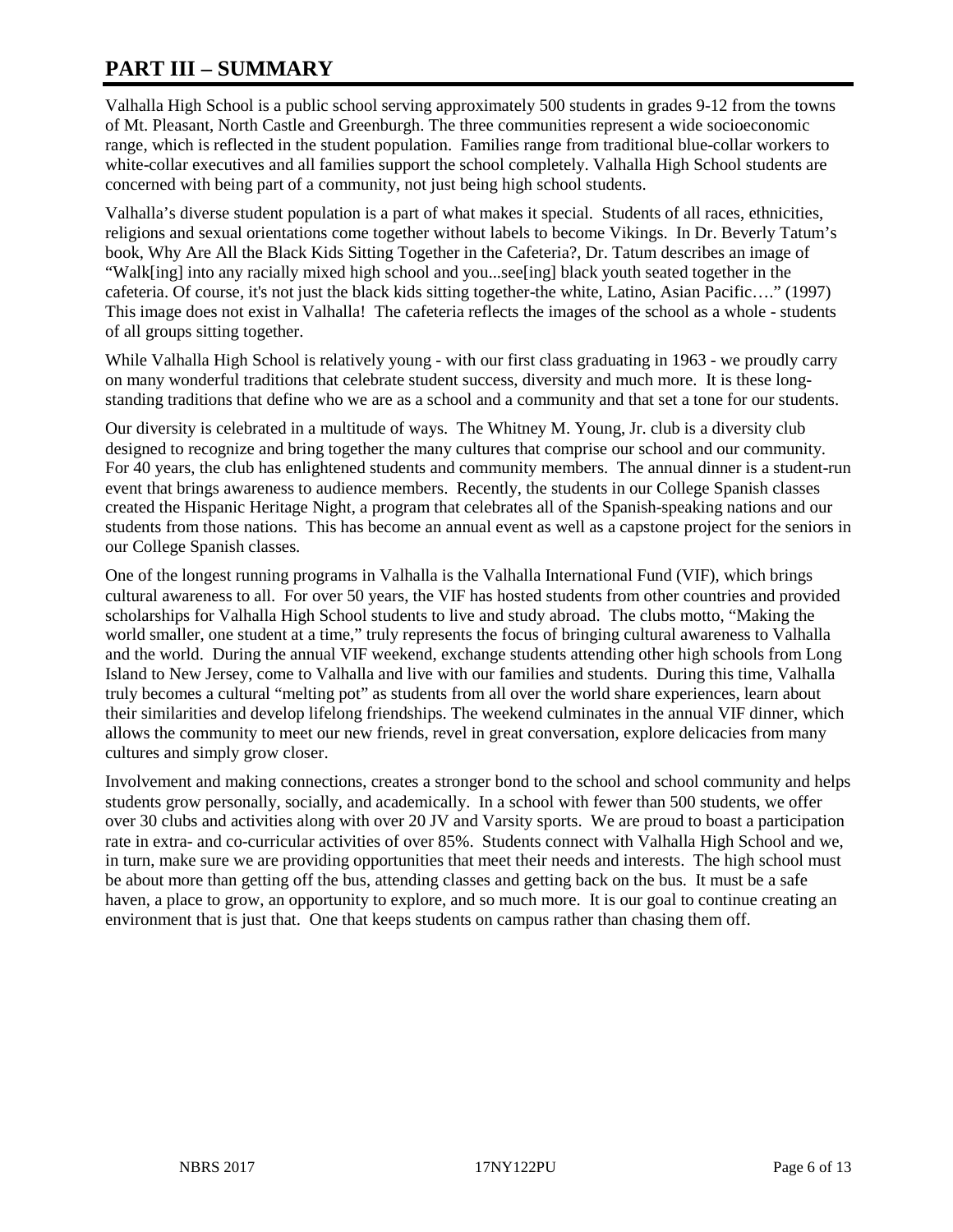# PART III – SUMMARY

Valhalla High School is a public school serving approximately 500 students in grades 9-12 from the towns of Mt. Pleasant, North Castle and Greenburgh. The three communities represent a wide socioeconomic range, which is reflected in the student population. Families range from traditional blue-collar workers to white-collar executives and all families support the school completely. Valhalla High School students are concerned with being part of a community, not just being high school students.

Valhalla's diverse student population is a part of what makes it special. Students of all races, ethnicities, religions and sexual orientations come together without labels to become Vikings. In Dr. Beverly Tatum's book, Why Are All the Black Kids Sitting Together in the Cafeteria?, Dr. Tatum describes an image of "Walk[ing] into any racially mixed high school and you...see[ing] black youth seated together in the cafeteria. Of course, it's not just the black kids sitting together-the white, Latino, Asian Pacific…." (1997) This image does not exist in Valhalla! The cafeteria reflects the images of the school as a whole - students of all groups sitting together.

While Valhalla High School is relatively young - with our first class graduating in 1963 - we proudly carry on many wonderful traditions that celebrate student success, diversity and much more. It is these long-standing traditions that define who we are as a school and a community and that set a tone for our students.

Our diversity is celebrated in a multitude of ways. The Whitney M. Young, Jr. club is a diversity club designed to recognize and bring together the many cultures that comprise our school and our community. For 40 years, the club has enlightened students and community members. The annual dinner is a student-run event that brings awareness to audience members. Recently, the students in our College Spanish classes created the Hispanic Heritage Night, a program that celebrates all of the Spanish-speaking nations and our students from those nations. This has become an annual event as well as a capstone project for the seniors in our College Spanish classes.

One of the longest running programs in Valhalla is the Valhalla International Fund (VIF), which brings cultural awareness to all. For over 50 years, the VIF has hosted students from other countries and provided scholarships for Valhalla High School students to live and study abroad. The clubs motto, "Making the world smaller, one student at a time," truly represents the focus of bringing cultural awareness to Valhalla and the world. During the annual VIF weekend, exchange students attending other high schools from Long Island to New Jersey, come to Valhalla and live with our families and students. During this time, Valhalla truly becomes a cultural "melting pot" as students from all over the world share experiences, learn about their similarities and develop lifelong friendships. The weekend culminates in the annual VIF dinner, which allows the community to meet our new friends, revel in great conversation, explore delicacies from many cultures and simply grow closer.

Involvement and making connections, creates a stronger bond to the school and school community and helps students grow personally, socially, and academically. In a school with fewer than 500 students, we offer over 30 clubs and activities along with over 20 JV and Varsity sports. We are proud to boast a participation rate in extra- and co-curricular activities of over 85%. Students connect with Valhalla High School and we, in turn, make sure we are providing opportunities that meet their needs and interests. The high school must be about more than getting off the bus, attending classes and getting back on the bus. It must be a safe haven, a place to grow, an opportunity to explore, and so much more. It is our goal to continue creating an environment that is just that. One that keeps students on campus rather than chasing them off.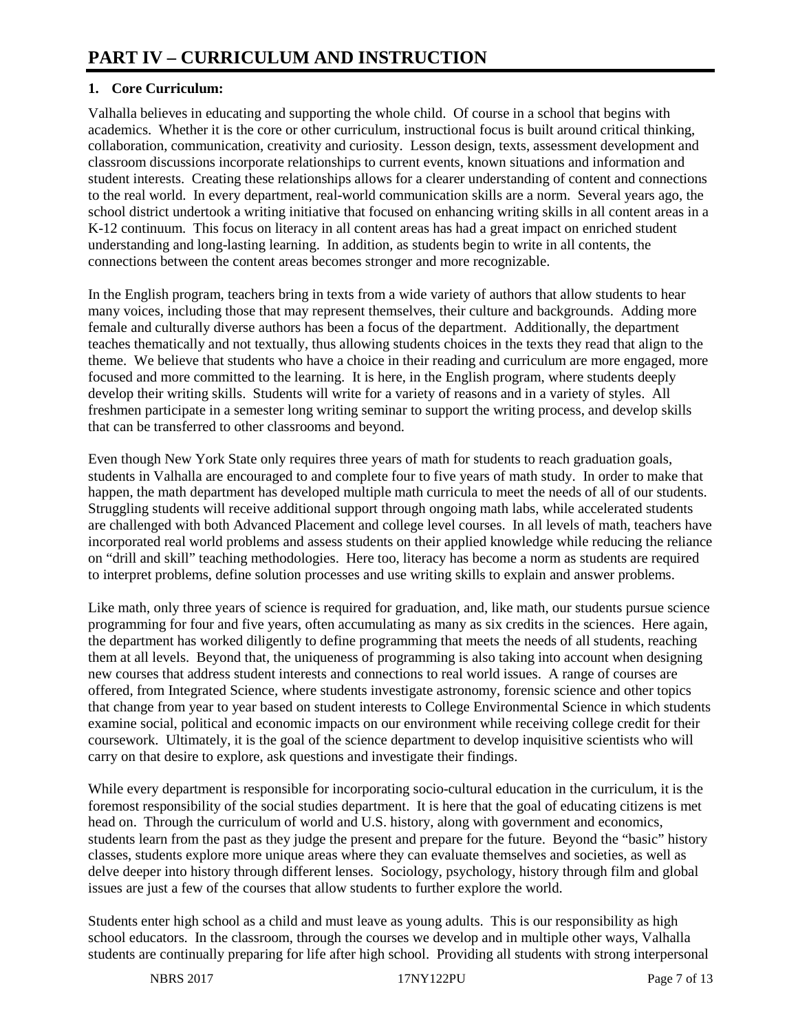# PART IV – CURRICULUM AND INSTRUCTION

## 1. Core Curriculum:

Valhalla believes in educating and supporting the whole child. Of course in a school that begins with academics. Whether it is the core or other curriculum, instructional focus is built around critical thinking, collaboration, communication, creativity and curiosity. Lesson design, texts, assessment development and classroom discussions incorporate relationships to current events, known situations and information and student interests. Creating these relationships allows for a clearer understanding of content and connections to the real world. In every department, real-world communication skills are a norm. Several years ago, the school district undertook a writing initiative that focused on enhancing writing skills in all content areas in a K-12 continuum. This focus on literacy in all content areas has had a great impact on enriched student understanding and long-lasting learning. In addition, as students begin to write in all contents, the connections between the content areas becomes stronger and more recognizable.

In the English program, teachers bring in texts from a wide variety of authors that allow students to hear many voices, including those that may represent themselves, their culture and backgrounds. Adding more female and culturally diverse authors has been a focus of the department. Additionally, the department teaches thematically and not textually, thus allowing students choices in the texts they read that align to the theme. We believe that students who have a choice in their reading and curriculum are more engaged, more focused and more committed to the learning. It is here, in the English program, where students deeply develop their writing skills. Students will write for a variety of reasons and in a variety of styles. All freshmen participate in a semester long writing seminar to support the writing process, and develop skills that can be transferred to other classrooms and beyond.

Even though New York State only requires three years of math for students to reach graduation goals, students in Valhalla are encouraged to and complete four to five years of math study. In order to make that happen, the math department has developed multiple math curricula to meet the needs of all of our students. Struggling students will receive additional support through ongoing math labs, while accelerated students are challenged with both Advanced Placement and college level courses. In all levels of math, teachers have incorporated real world problems and assess students on their applied knowledge while reducing the reliance on "drill and skill" teaching methodologies. Here too, literacy has become a norm as students are required to interpret problems, define solution processes and use writing skills to explain and answer problems.

Like math, only three years of science is required for graduation, and, like math, our students pursue science programming for four and five years, often accumulating as many as six credits in the sciences. Here again, the department has worked diligently to define programming that meets the needs of all students, reaching them at all levels. Beyond that, the uniqueness of programming is also taking into account when designing new courses that address student interests and connections to real world issues. A range of courses are offered, from Integrated Science, where students investigate astronomy, forensic science and other topics that change from year to year based on student interests to College Environmental Science in which students examine social, political and economic impacts on our environment while receiving college credit for their coursework. Ultimately, it is the goal of the science department to develop inquisitive scientists who will carry on that desire to explore, ask questions and investigate their findings.

While every department is responsible for incorporating socio-cultural education in the curriculum, it is the foremost responsibility of the social studies department. It is here that the goal of educating citizens is met head on. Through the curriculum of world and U.S. history, along with government and economics, students learn from the past as they judge the present and prepare for the future. Beyond the "basic" history classes, students explore more unique areas where they can evaluate themselves and societies, as well as delve deeper into history through different lenses. Sociology, psychology, history through film and global issues are just a few of the courses that allow students to further explore the world.

Students enter high school as a child and must leave as young adults. This is our responsibility as high school educators. In the classroom, through the courses we develop and in multiple other ways, Valhalla students are continually preparing for life after high school. Providing all students with strong interpersonal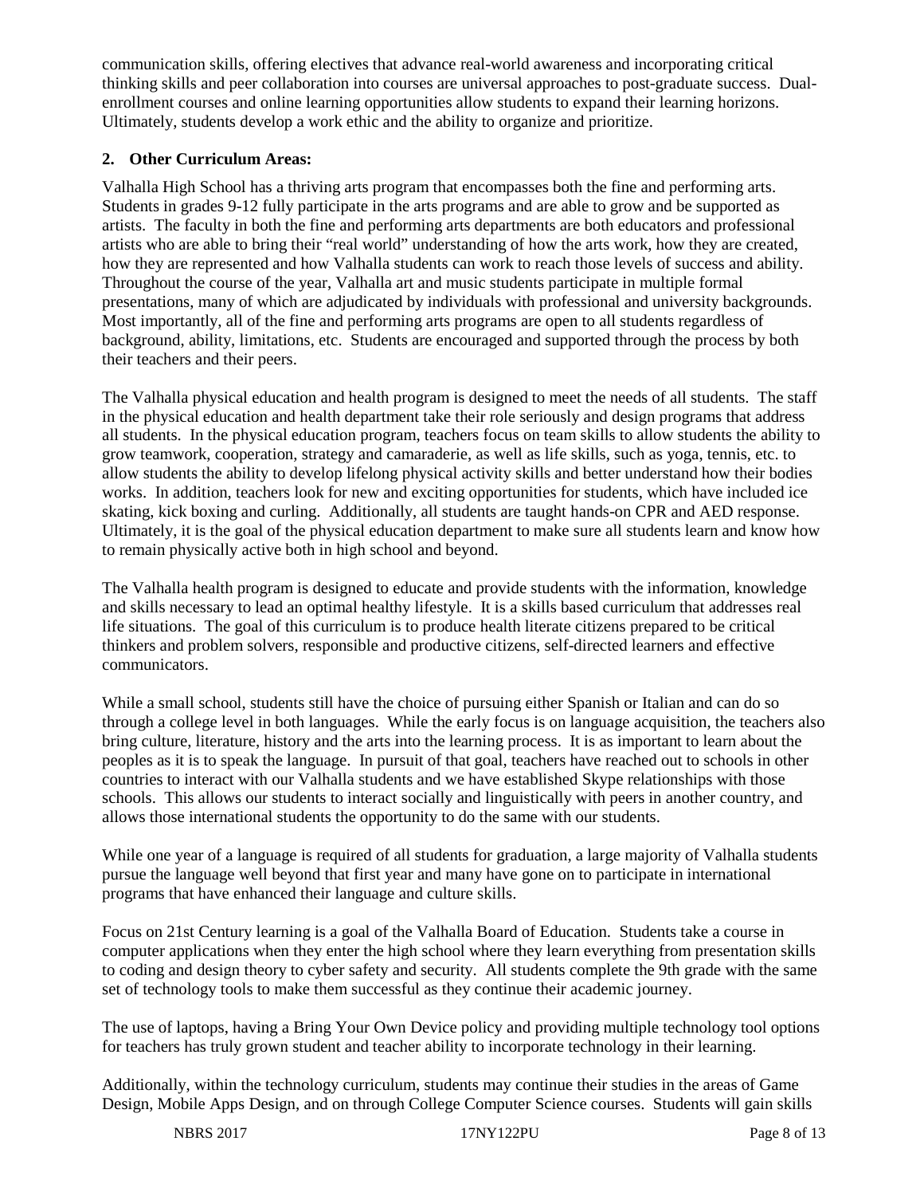communication skills, offering electives that advance real-world awareness and incorporating critical thinking skills and peer collaboration into courses are universal approaches to post-graduate success. Dual-enrollment courses and online learning opportunities allow students to expand their learning horizons. Ultimately, students develop a work ethic and the ability to organize and prioritize.

**2. Other Curriculum Areas:**

Valhalla High School has a thriving arts program that encompasses both the fine and performing arts. Students in grades 9-12 fully participate in the arts programs and are able to grow and be supported as artists. The faculty in both the fine and performing arts departments are both educators and professional artists who are able to bring their "real world" understanding of how the arts work, how they are created, how they are represented and how Valhalla students can work to reach those levels of success and ability. Throughout the course of the year, Valhalla art and music students participate in multiple formal presentations, many of which are adjudicated by individuals with professional and university backgrounds. Most importantly, all of the fine and performing arts programs are open to all students regardless of background, ability, limitations, etc. Students are encouraged and supported through the process by both their teachers and their peers.

The Valhalla physical education and health program is designed to meet the needs of all students. The staff in the physical education and health department take their role seriously and design programs that address all students. In the physical education program, teachers focus on team skills to allow students the ability to grow teamwork, cooperation, strategy and camaraderie, as well as life skills, such as yoga, tennis, etc. to allow students the ability to develop lifelong physical activity skills and better understand how their bodies works. In addition, teachers look for new and exciting opportunities for students, which have included ice skating, kick boxing and curling. Additionally, all students are taught hands-on CPR and AED response. Ultimately, it is the goal of the physical education department to make sure all students learn and know how to remain physically active both in high school and beyond.

The Valhalla health program is designed to educate and provide students with the information, knowledge and skills necessary to lead an optimal healthy lifestyle. It is a skills based curriculum that addresses real life situations. The goal of this curriculum is to produce health literate citizens prepared to be critical thinkers and problem solvers, responsible and productive citizens, self-directed learners and effective communicators.

While a small school, students still have the choice of pursuing either Spanish or Italian and can do so through a college level in both languages. While the early focus is on language acquisition, the teachers also bring culture, literature, history and the arts into the learning process. It is as important to learn about the peoples as it is to speak the language. In pursuit of that goal, teachers have reached out to schools in other countries to interact with our Valhalla students and we have established Skype relationships with those schools. This allows our students to interact socially and linguistically with peers in another country, and allows those international students the opportunity to do the same with our students.

While one year of a language is required of all students for graduation, a large majority of Valhalla students pursue the language well beyond that first year and many have gone on to participate in international programs that have enhanced their language and culture skills.

Focus on 21st Century learning is a goal of the Valhalla Board of Education. Students take a course in computer applications when they enter the high school where they learn everything from presentation skills to coding and design theory to cyber safety and security. All students complete the 9th grade with the same set of technology tools to make them successful as they continue their academic journey.

The use of laptops, having a Bring Your Own Device policy and providing multiple technology tool options for teachers has truly grown student and teacher ability to incorporate technology in their learning.

Additionally, within the technology curriculum, students may continue their studies in the areas of Game Design, Mobile Apps Design, and on through College Computer Science courses. Students will gain skills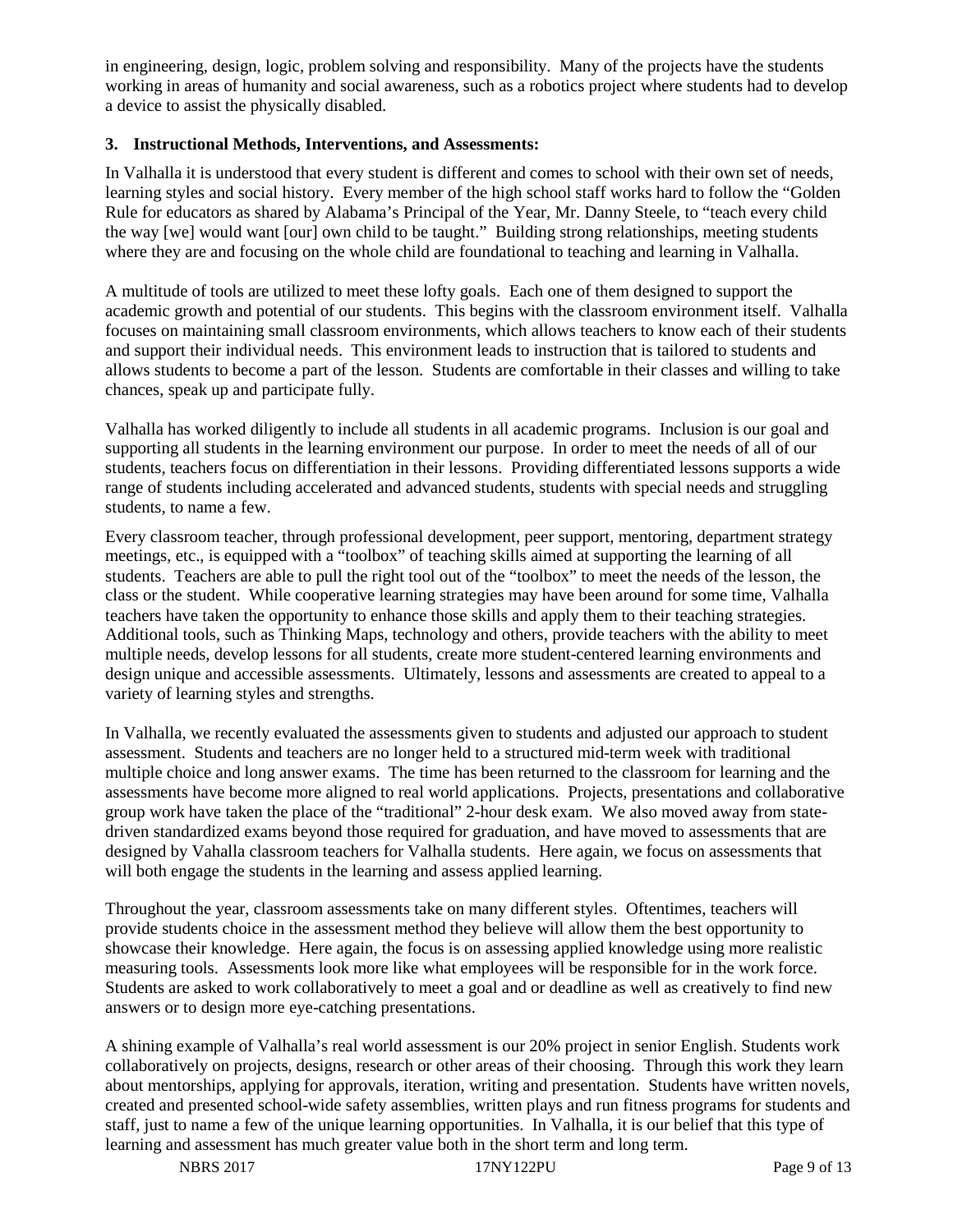in engineering, design, logic, problem solving and responsibility. Many of the projects have the students working in areas of humanity and social awareness, such as a robotics project where students had to develop a device to assist the physically disabled.

**3. Instructional Methods, Interventions, and Assessments:**

In Valhalla it is understood that every student is different and comes to school with their own set of needs, learning styles and social history. Every member of the high school staff works hard to follow the "Golden Rule for educators as shared by Alabama's Principal of the Year, Mr. Danny Steele, to "teach every child the way [we] would want [our] own child to be taught." Building strong relationships, meeting students where they are and focusing on the whole child are foundational to teaching and learning in Valhalla.

A multitude of tools are utilized to meet these lofty goals. Each one of them designed to support the academic growth and potential of our students. This begins with the classroom environment itself. Valhalla focuses on maintaining small classroom environments, which allows teachers to know each of their students and support their individual needs. This environment leads to instruction that is tailored to students and allows students to become a part of the lesson. Students are comfortable in their classes and willing to take chances, speak up and participate fully.

Valhalla has worked diligently to include all students in all academic programs. Inclusion is our goal and supporting all students in the learning environment our purpose. In order to meet the needs of all of our students, teachers focus on differentiation in their lessons. Providing differentiated lessons supports a wide range of students including accelerated and advanced students, students with special needs and struggling students, to name a few.

Every classroom teacher, through professional development, peer support, mentoring, department strategy meetings, etc., is equipped with a "toolbox" of teaching skills aimed at supporting the learning of all students. Teachers are able to pull the right tool out of the "toolbox" to meet the needs of the lesson, the class or the student. While cooperative learning strategies may have been around for some time, Valhalla teachers have taken the opportunity to enhance those skills and apply them to their teaching strategies. Additional tools, such as Thinking Maps, technology and others, provide teachers with the ability to meet multiple needs, develop lessons for all students, create more student-centered learning environments and design unique and accessible assessments. Ultimately, lessons and assessments are created to appeal to a variety of learning styles and strengths.

In Valhalla, we recently evaluated the assessments given to students and adjusted our approach to student assessment. Students and teachers are no longer held to a structured mid-term week with traditional multiple choice and long answer exams. The time has been returned to the classroom for learning and the assessments have become more aligned to real world applications. Projects, presentations and collaborative group work have taken the place of the "traditional" 2-hour desk exam. We also moved away from state-driven standardized exams beyond those required for graduation, and have moved to assessments that are designed by Vahalla classroom teachers for Valhalla students. Here again, we focus on assessments that will both engage the students in the learning and assess applied learning.

Throughout the year, classroom assessments take on many different styles. Oftentimes, teachers will provide students choice in the assessment method they believe will allow them the best opportunity to showcase their knowledge. Here again, the focus is on assessing applied knowledge using more realistic measuring tools. Assessments look more like what employees will be responsible for in the work force. Students are asked to work collaboratively to meet a goal and or deadline as well as creatively to find new answers or to design more eye-catching presentations.

A shining example of Valhalla's real world assessment is our 20% project in senior English. Students work collaboratively on projects, designs, research or other areas of their choosing. Through this work they learn about mentorships, applying for approvals, iteration, writing and presentation. Students have written novels, created and presented school-wide safety assemblies, written plays and run fitness programs for students and staff, just to name a few of the unique learning opportunities. In Valhalla, it is our belief that this type of learning and assessment has much greater value both in the short term and long term.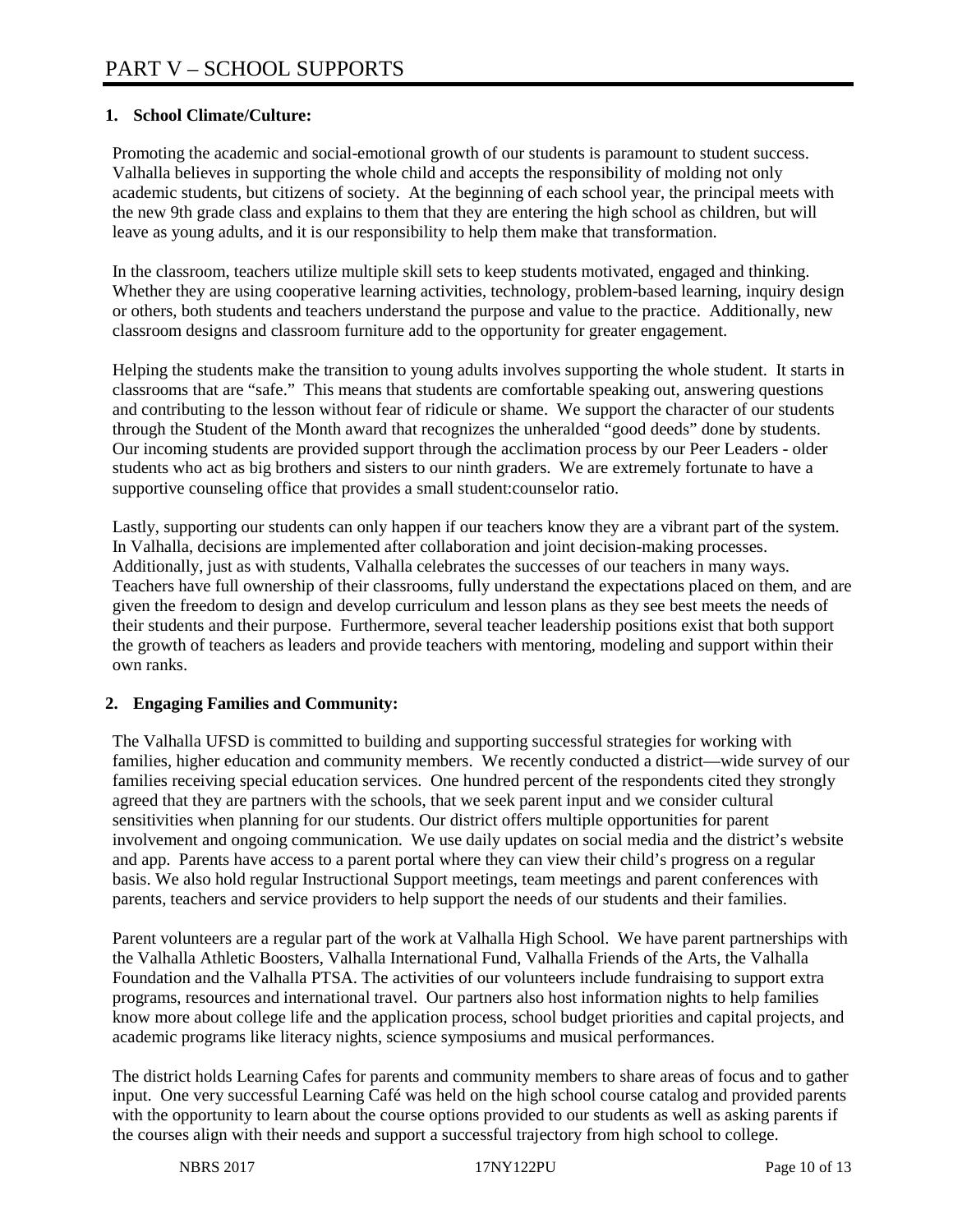# PART V – SCHOOL SUPPORTS

**1. School Climate/Culture:**

Promoting the academic and social-emotional growth of our students is paramount to student success. Valhalla believes in supporting the whole child and accepts the responsibility of molding not only academic students, but citizens of society. At the beginning of each school year, the principal meets with the new 9th grade class and explains to them that they are entering the high school as children, but will leave as young adults, and it is our responsibility to help them make that transformation.

In the classroom, teachers utilize multiple skill sets to keep students motivated, engaged and thinking. Whether they are using cooperative learning activities, technology, problem-based learning, inquiry design or others, both students and teachers understand the purpose and value to the practice. Additionally, new classroom designs and classroom furniture add to the opportunity for greater engagement.

Helping the students make the transition to young adults involves supporting the whole student. It starts in classrooms that are "safe." This means that students are comfortable speaking out, answering questions and contributing to the lesson without fear of ridicule or shame. We support the character of our students through the Student of the Month award that recognizes the unheralded "good deeds" done by students. Our incoming students are provided support through the acclimation process by our Peer Leaders - older students who act as big brothers and sisters to our ninth graders. We are extremely fortunate to have a supportive counseling office that provides a small student:counselor ratio.

Lastly, supporting our students can only happen if our teachers know they are a vibrant part of the system. In Valhalla, decisions are implemented after collaboration and joint decision-making processes. Additionally, just as with students, Valhalla celebrates the successes of our teachers in many ways. Teachers have full ownership of their classrooms, fully understand the expectations placed on them, and are given the freedom to design and develop curriculum and lesson plans as they see best meets the needs of their students and their purpose. Furthermore, several teacher leadership positions exist that both support the growth of teachers as leaders and provide teachers with mentoring, modeling and support within their own ranks.

**2. Engaging Families and Community:**

The Valhalla UFSD is committed to building and supporting successful strategies for working with families, higher education and community members. We recently conducted a district—wide survey of our families receiving special education services. One hundred percent of the respondents cited they strongly agreed that they are partners with the schools, that we seek parent input and we consider cultural sensitivities when planning for our students. Our district offers multiple opportunities for parent involvement and ongoing communication. We use daily updates on social media and the district's website and app. Parents have access to a parent portal where they can view their child's progress on a regular basis. We also hold regular Instructional Support meetings, team meetings and parent conferences with parents, teachers and service providers to help support the needs of our students and their families.

Parent volunteers are a regular part of the work at Valhalla High School. We have parent partnerships with the Valhalla Athletic Boosters, Valhalla International Fund, Valhalla Friends of the Arts, the Valhalla Foundation and the Valhalla PTSA. The activities of our volunteers include fundraising to support extra programs, resources and international travel. Our partners also host information nights to help families know more about college life and the application process, school budget priorities and capital projects, and academic programs like literacy nights, science symposiums and musical performances.

The district holds Learning Cafes for parents and community members to share areas of focus and to gather input. One very successful Learning Café was held on the high school course catalog and provided parents with the opportunity to learn about the course options provided to our students as well as asking parents if the courses align with their needs and support a successful trajectory from high school to college.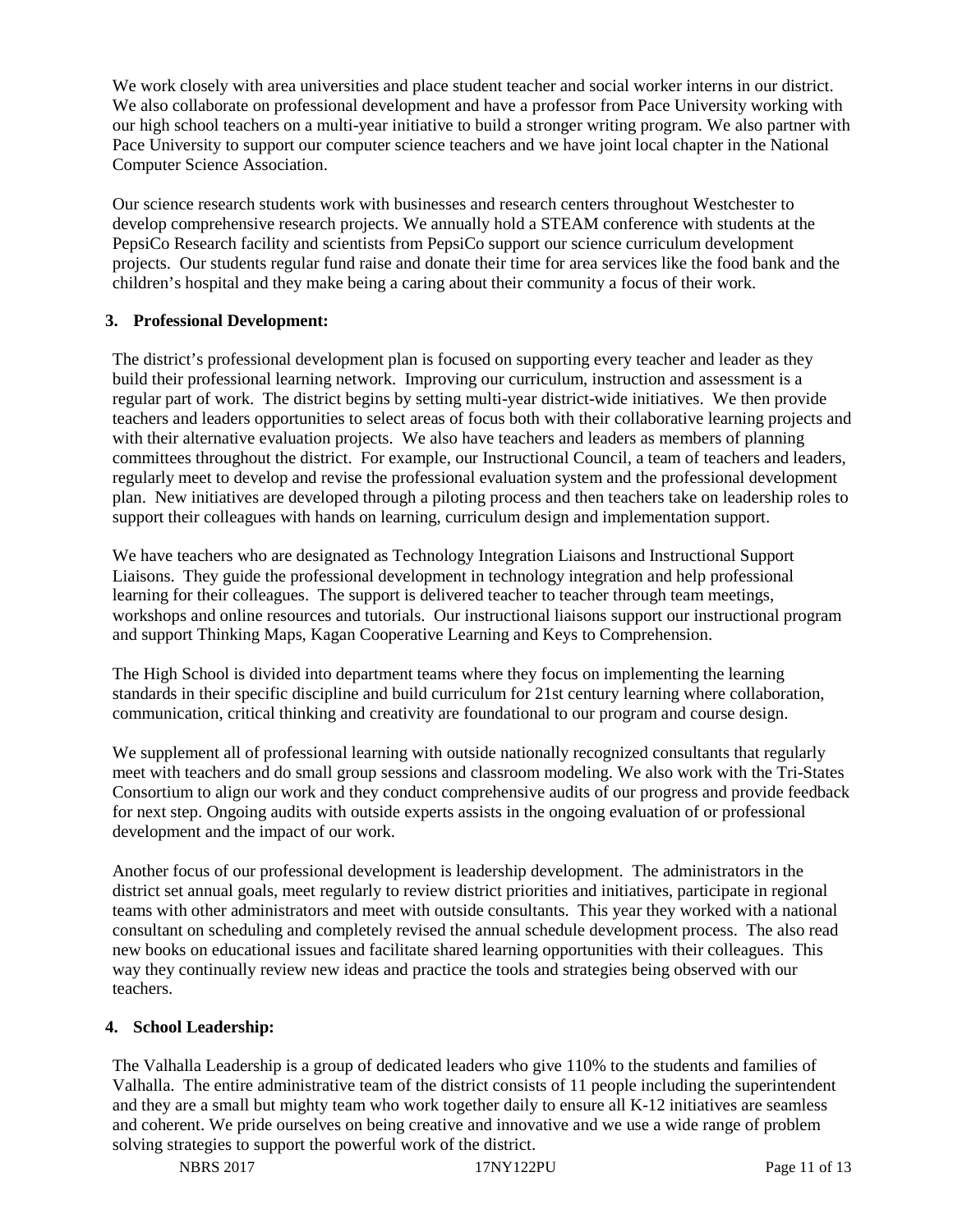We work closely with area universities and place student teacher and social worker interns in our district. We also collaborate on professional development and have a professor from Pace University working with our high school teachers on a multi-year initiative to build a stronger writing program. We also partner with Pace University to support our computer science teachers and we have joint local chapter in the National Computer Science Association.

Our science research students work with businesses and research centers throughout Westchester to develop comprehensive research projects. We annually hold a STEAM conference with students at the PepsiCo Research facility and scientists from PepsiCo support our science curriculum development projects. Our students regular fund raise and donate their time for area services like the food bank and the children's hospital and they make being a caring about their community a focus of their work.

**3. Professional Development:**

The district's professional development plan is focused on supporting every teacher and leader as they build their professional learning network. Improving our curriculum, instruction and assessment is a regular part of work. The district begins by setting multi-year district-wide initiatives. We then provide teachers and leaders opportunities to select areas of focus both with their collaborative learning projects and with their alternative evaluation projects. We also have teachers and leaders as members of planning committees throughout the district. For example, our Instructional Council, a team of teachers and leaders, regularly meet to develop and revise the professional evaluation system and the professional development plan. New initiatives are developed through a piloting process and then teachers take on leadership roles to support their colleagues with hands on learning, curriculum design and implementation support.

We have teachers who are designated as Technology Integration Liaisons and Instructional Support Liaisons. They guide the professional development in technology integration and help professional learning for their colleagues. The support is delivered teacher to teacher through team meetings, workshops and online resources and tutorials. Our instructional liaisons support our instructional program and support Thinking Maps, Kagan Cooperative Learning and Keys to Comprehension.

The High School is divided into department teams where they focus on implementing the learning standards in their specific discipline and build curriculum for 21st century learning where collaboration, communication, critical thinking and creativity are foundational to our program and course design.

We supplement all of professional learning with outside nationally recognized consultants that regularly meet with teachers and do small group sessions and classroom modeling. We also work with the Tri-States Consortium to align our work and they conduct comprehensive audits of our progress and provide feedback for next step. Ongoing audits with outside experts assists in the ongoing evaluation of or professional development and the impact of our work.

Another focus of our professional development is leadership development. The administrators in the district set annual goals, meet regularly to review district priorities and initiatives, participate in regional teams with other administrators and meet with outside consultants. This year they worked with a national consultant on scheduling and completely revised the annual schedule development process. The also read new books on educational issues and facilitate shared learning opportunities with their colleagues. This way they continually review new ideas and practice the tools and strategies being observed with our teachers.

**4. School Leadership:**

The Valhalla Leadership is a group of dedicated leaders who give 110% to the students and families of Valhalla. The entire administrative team of the district consists of 11 people including the superintendent and they are a small but mighty team who work together daily to ensure all K-12 initiatives are seamless and coherent. We pride ourselves on being creative and innovative and we use a wide range of problem solving strategies to support the powerful work of the district.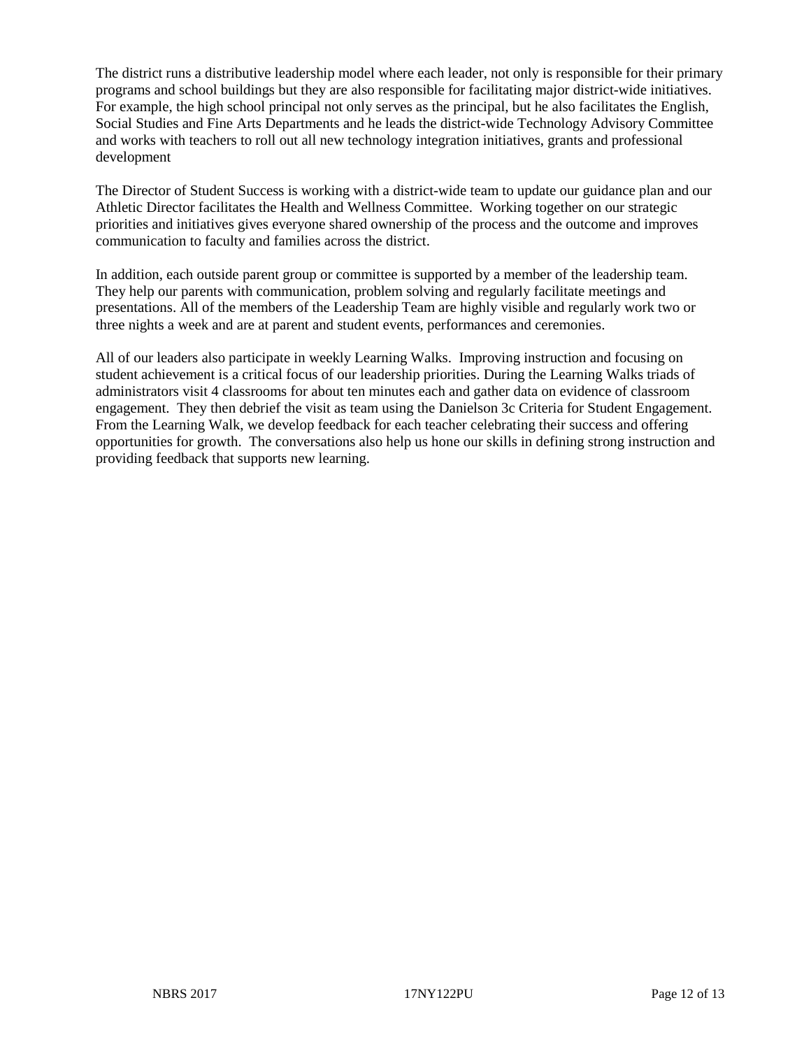The district runs a distributive leadership model where each leader, not only is responsible for their primary programs and school buildings but they are also responsible for facilitating major district-wide initiatives. For example, the high school principal not only serves as the principal, but he also facilitates the English, Social Studies and Fine Arts Departments and he leads the district-wide Technology Advisory Committee and works with teachers to roll out all new technology integration initiatives, grants and professional development

The Director of Student Success is working with a district-wide team to update our guidance plan and our Athletic Director facilitates the Health and Wellness Committee. Working together on our strategic priorities and initiatives gives everyone shared ownership of the process and the outcome and improves communication to faculty and families across the district.

In addition, each outside parent group or committee is supported by a member of the leadership team. They help our parents with communication, problem solving and regularly facilitate meetings and presentations. All of the members of the Leadership Team are highly visible and regularly work two or three nights a week and are at parent and student events, performances and ceremonies.

All of our leaders also participate in weekly Learning Walks. Improving instruction and focusing on student achievement is a critical focus of our leadership priorities. During the Learning Walks triads of administrators visit 4 classrooms for about ten minutes each and gather data on evidence of classroom engagement. They then debrief the visit as team using the Danielson 3c Criteria for Student Engagement. From the Learning Walk, we develop feedback for each teacher celebrating their success and offering opportunities for growth. The conversations also help us hone our skills in defining strong instruction and providing feedback that supports new learning.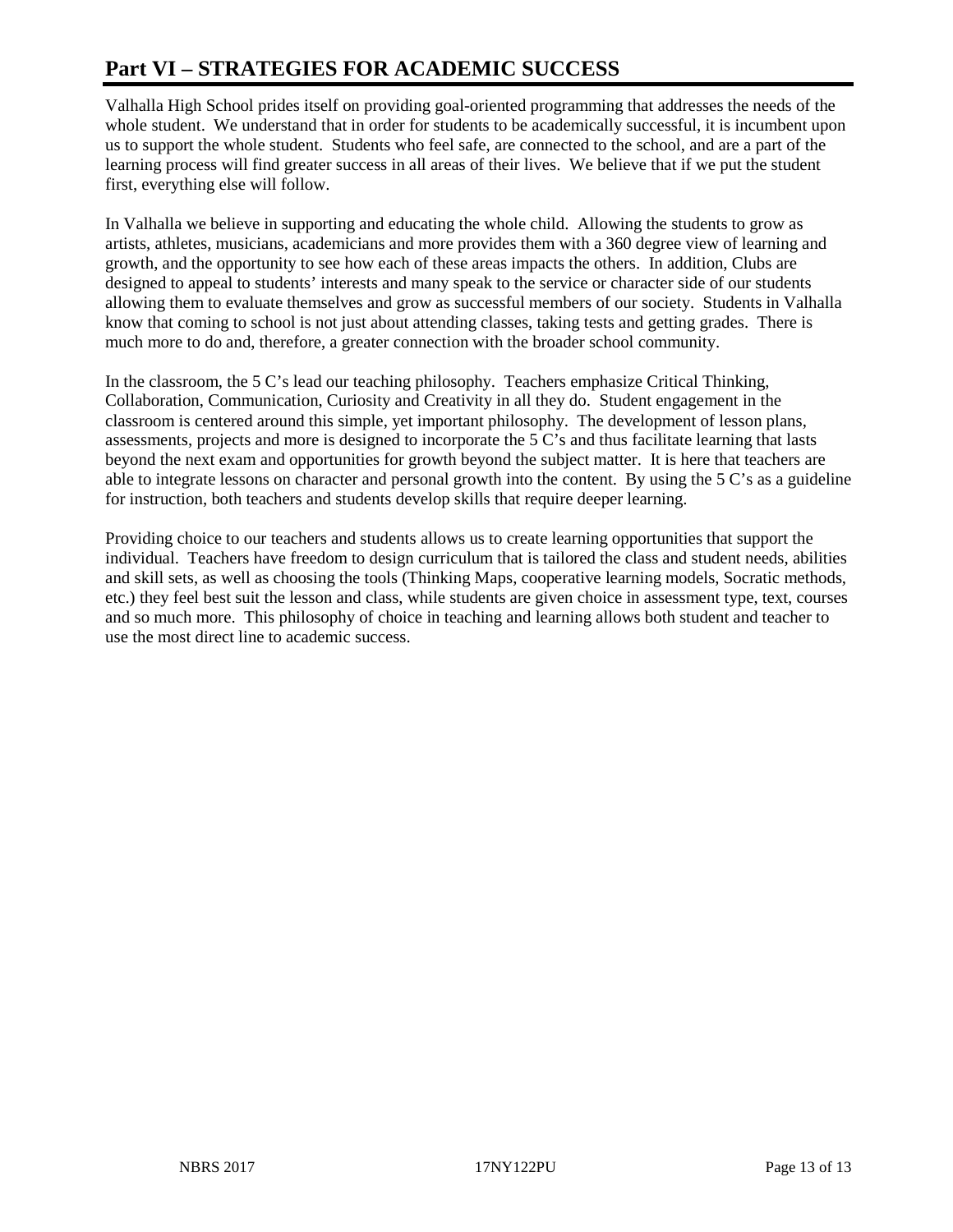# Part VI – STRATEGIES FOR ACADEMIC SUCCESS

Valhalla High School prides itself on providing goal-oriented programming that addresses the needs of the whole student. We understand that in order for students to be academically successful, it is incumbent upon us to support the whole student. Students who feel safe, are connected to the school, and are a part of the learning process will find greater success in all areas of their lives. We believe that if we put the student first, everything else will follow.

In Valhalla we believe in supporting and educating the whole child. Allowing the students to grow as artists, athletes, musicians, academicians and more provides them with a 360 degree view of learning and growth, and the opportunity to see how each of these areas impacts the others. In addition, Clubs are designed to appeal to students' interests and many speak to the service or character side of our students allowing them to evaluate themselves and grow as successful members of our society. Students in Valhalla know that coming to school is not just about attending classes, taking tests and getting grades. There is much more to do and, therefore, a greater connection with the broader school community.

In the classroom, the 5 C's lead our teaching philosophy. Teachers emphasize Critical Thinking, Collaboration, Communication, Curiosity and Creativity in all they do. Student engagement in the classroom is centered around this simple, yet important philosophy. The development of lesson plans, assessments, projects and more is designed to incorporate the 5 C's and thus facilitate learning that lasts beyond the next exam and opportunities for growth beyond the subject matter. It is here that teachers are able to integrate lessons on character and personal growth into the content. By using the 5 C's as a guideline for instruction, both teachers and students develop skills that require deeper learning.

Providing choice to our teachers and students allows us to create learning opportunities that support the individual. Teachers have freedom to design curriculum that is tailored the class and student needs, abilities and skill sets, as well as choosing the tools (Thinking Maps, cooperative learning models, Socratic methods, etc.) they feel best suit the lesson and class, while students are given choice in assessment type, text, courses and so much more. This philosophy of choice in teaching and learning allows both student and teacher to use the most direct line to academic success.